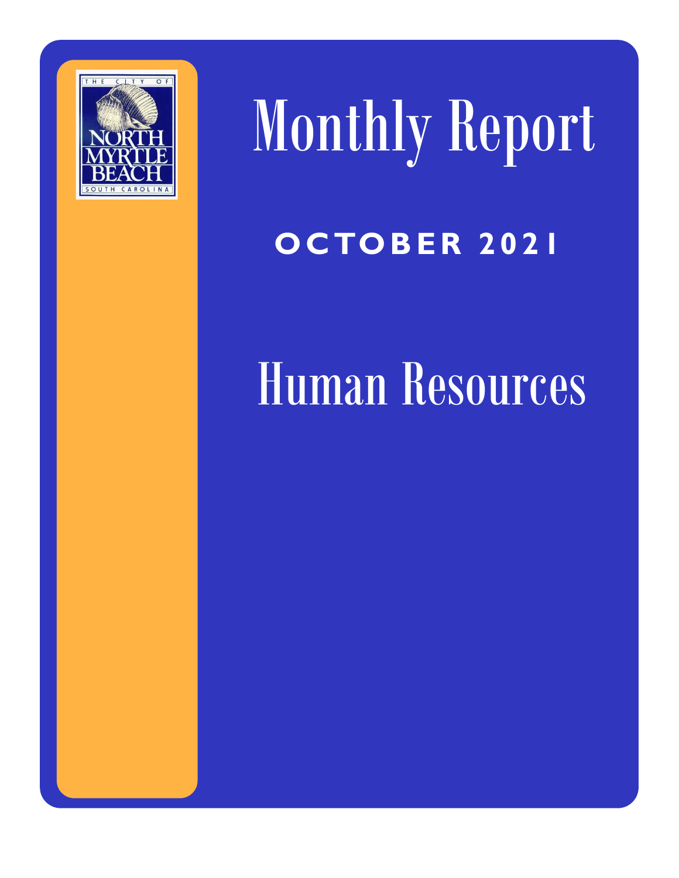# Monthly Report

## OCTOBER 2021

# Human Resources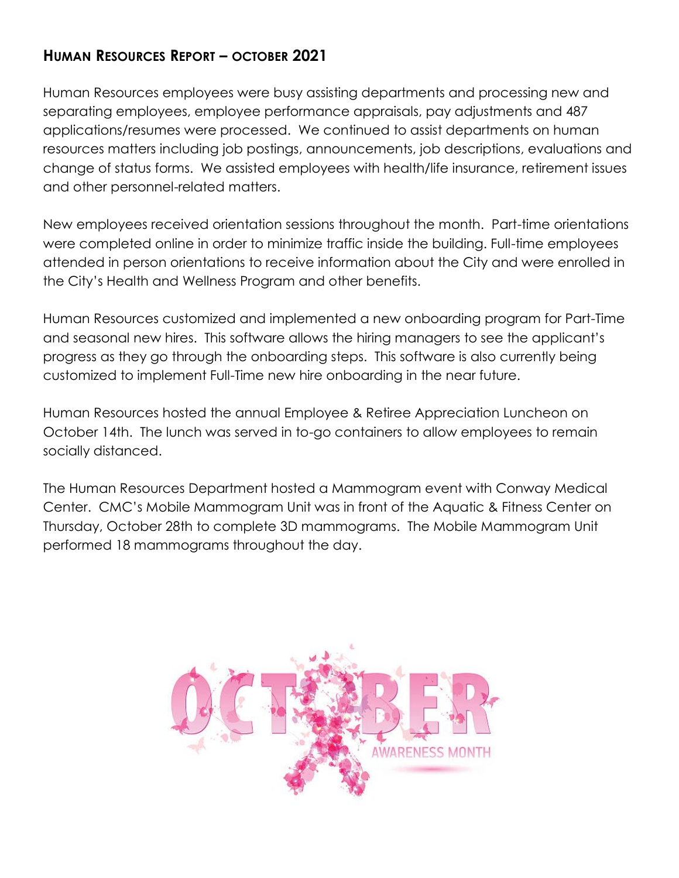## Human Resources Report – October 2021

Human Resources employees were busy assisting departments and processing new and separating employees, employee performance appraisals, pay adjustments and 487 applications/resumes were processed. We continued to assist departments on human resources matters including job postings, announcements, job descriptions, evaluations and change of status forms. We assisted employees with health/life insurance, retirement issues and other personnel-related matters.

New employees received orientation sessions throughout the month. Part-time orientations were completed online in order to minimize traffic inside the building. Full-time employees attended in person orientations to receive information about the City and were enrolled in the City's Health and Wellness Program and other benefits.

Human Resources customized and implemented a new onboarding program for Part-Time and seasonal new hires. This software allows the hiring managers to see the applicant's progress as they go through the onboarding steps. This software is also currently being customized to implement Full-Time new hire onboarding in the near future.

Human Resources hosted the annual Employee & Retiree Appreciation Luncheon on October 14th. The lunch was served in to-go containers to allow employees to remain socially distanced.

The Human Resources Department hosted a Mammogram event with Conway Medical Center. CMC's Mobile Mammogram Unit was in front of the Aquatic & Fitness Center on Thursday, October 28th to complete 3D mammograms. The Mobile Mammogram Unit performed 18 mammograms throughout the day.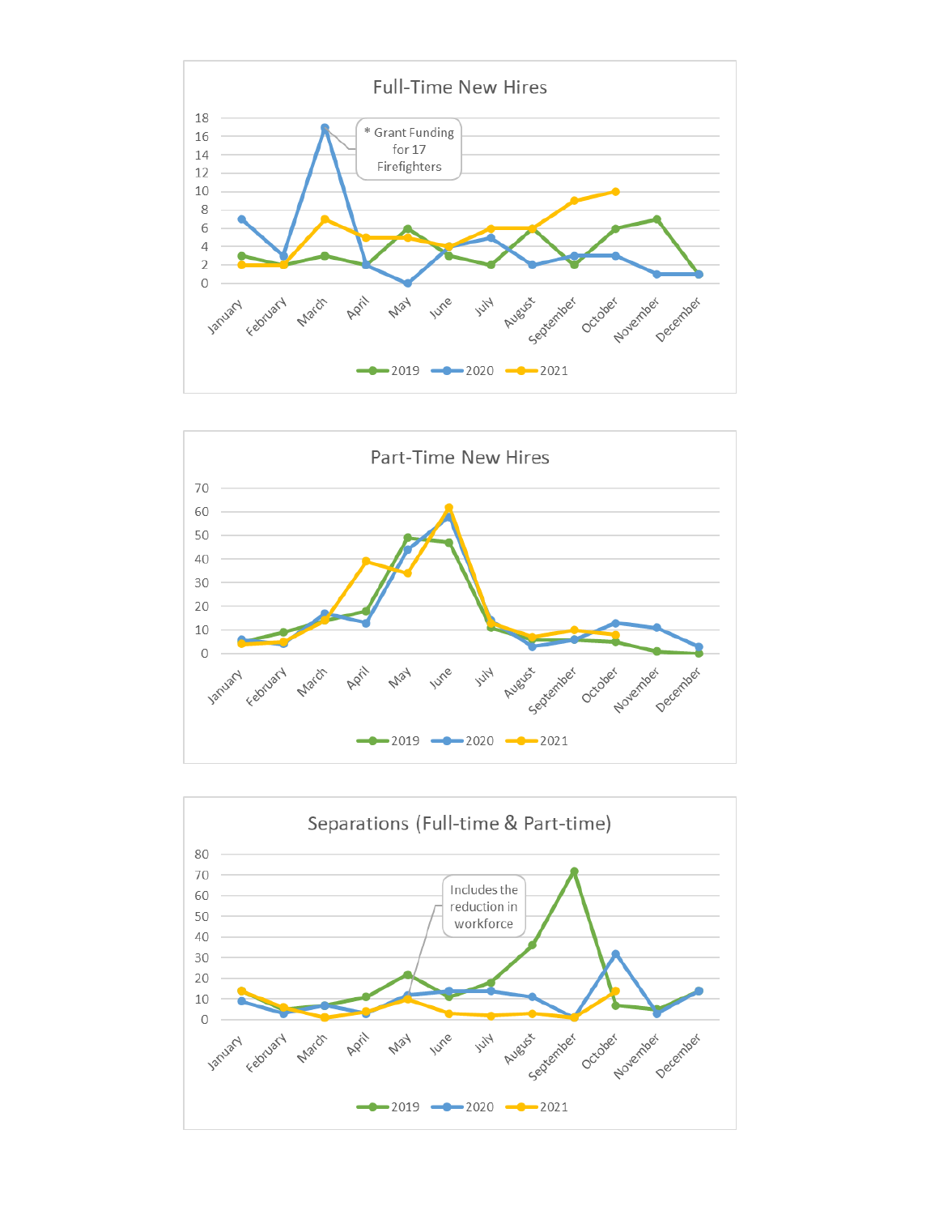## Full-Time New Hires

* Grant Funding for 17 Firefighters

| Month | 2019 | 2020 | 2021 |
|---|---|---|---|
| January | 3 | 7 | 2 |
| February | 2 | 3 | 2 |
| March | 3 | 17 | 7 |
| April | 2 | 2 | 5 |
| May | 6 | 0 | 5 |
| June | 3 | 4 | 4 |
| July | 2 | 5 | 6 |
| August | 6 | 2 | 6 |
| September | 2 | 3 | 9 |
| October | 6 | 3 | 10 |
| November | 7 | 1 | |
| December | 1 | 1 | |

## Part-Time New Hires

| Month | 2019 | 2020 | 2021 |
|---|---|---|---|
| January | 5 | 6 | 4 |
| February | 9 | 4 | 5 |
| March | 14 | 17 | 14 |
| April | 18 | 13 | 39 |
| May | 49 | 44 | 34 |
| June | 47 | 58 | 62 |
| July | 11 | 14 | 13 |
| August | 6 | 3 | 7 |
| September | 6 | 6 | 10 |
| October | 5 | 13 | 8 |
| November | 1 | 11 | |
| December | 0 | 3 | |

## Separations (Full-time & Part-time)

Includes the reduction in workforce

| Month | 2019 | 2020 | 2021 |
|---|---|---|---|
| January | 14 | 9 | 14 |
| February | 5 | 3 | 6 |
| March | 7 | 7 | 1 |
| April | 11 | 3 | 4 |
| May | 22 | 12 | 10 |
| June | 11 | 14 | 3 |
| July | 18 | 14 | 2 |
| August | 36 | 11 | 3 |
| September | 72 | 1 | 1 |
| October | 7 | 32 | 14 |
| November | 5 | 3 | |
| December | 14 | 14 | |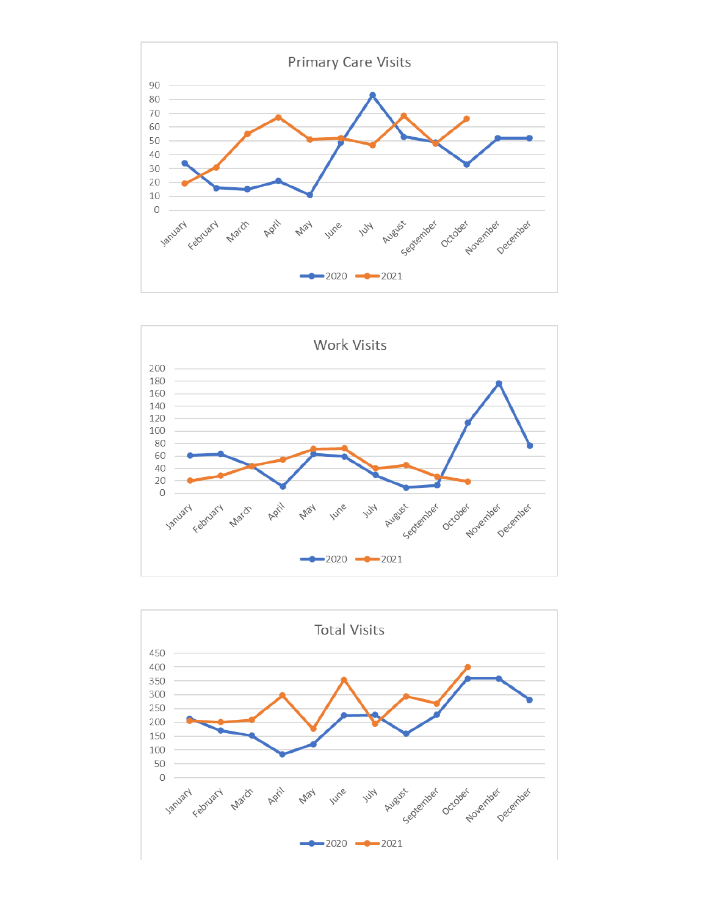### Primary Care Visits

### Work Visits

### Total Visits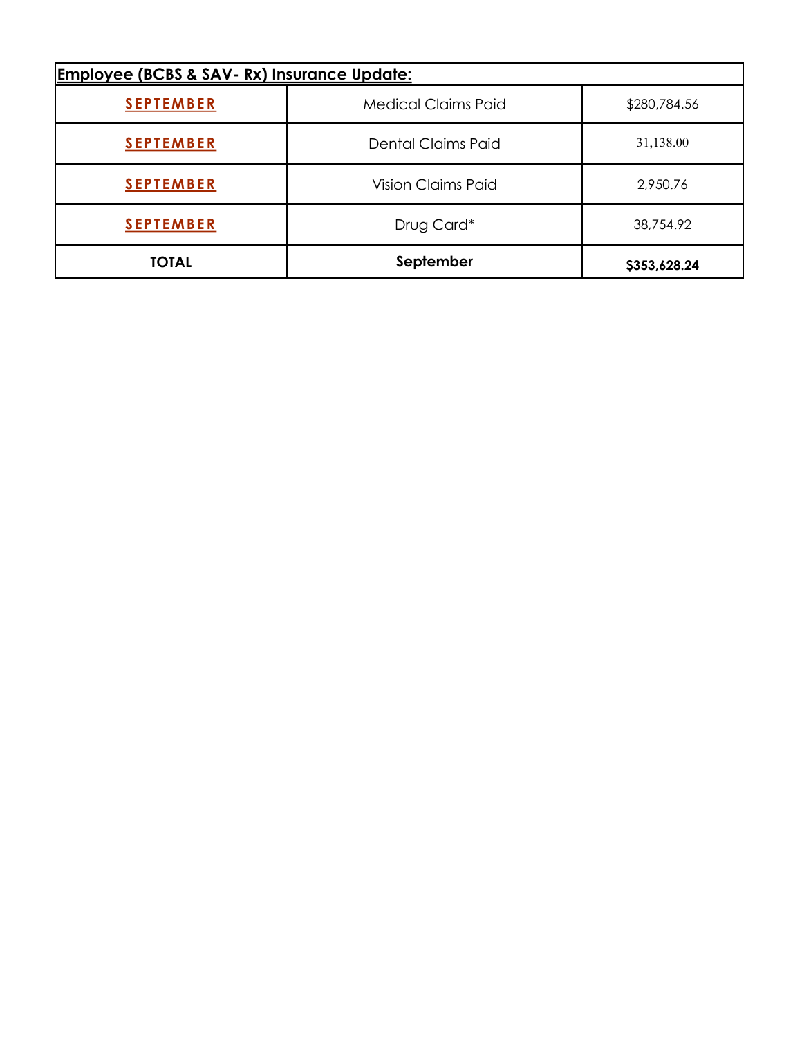| Employee (BCBS & SAV- Rx) Insurance Update: | | |
|---|---|---|
| **SEPTEMBER** | Medical Claims Paid | $280,784.56 |
| **SEPTEMBER** | Dental Claims Paid | 31,138.00 |
| **SEPTEMBER** | Vision Claims Paid | 2,950.76 |
| **SEPTEMBER** | Drug Card* | 38,754.92 |
| **TOTAL** | **September** | **$353,628.24** |